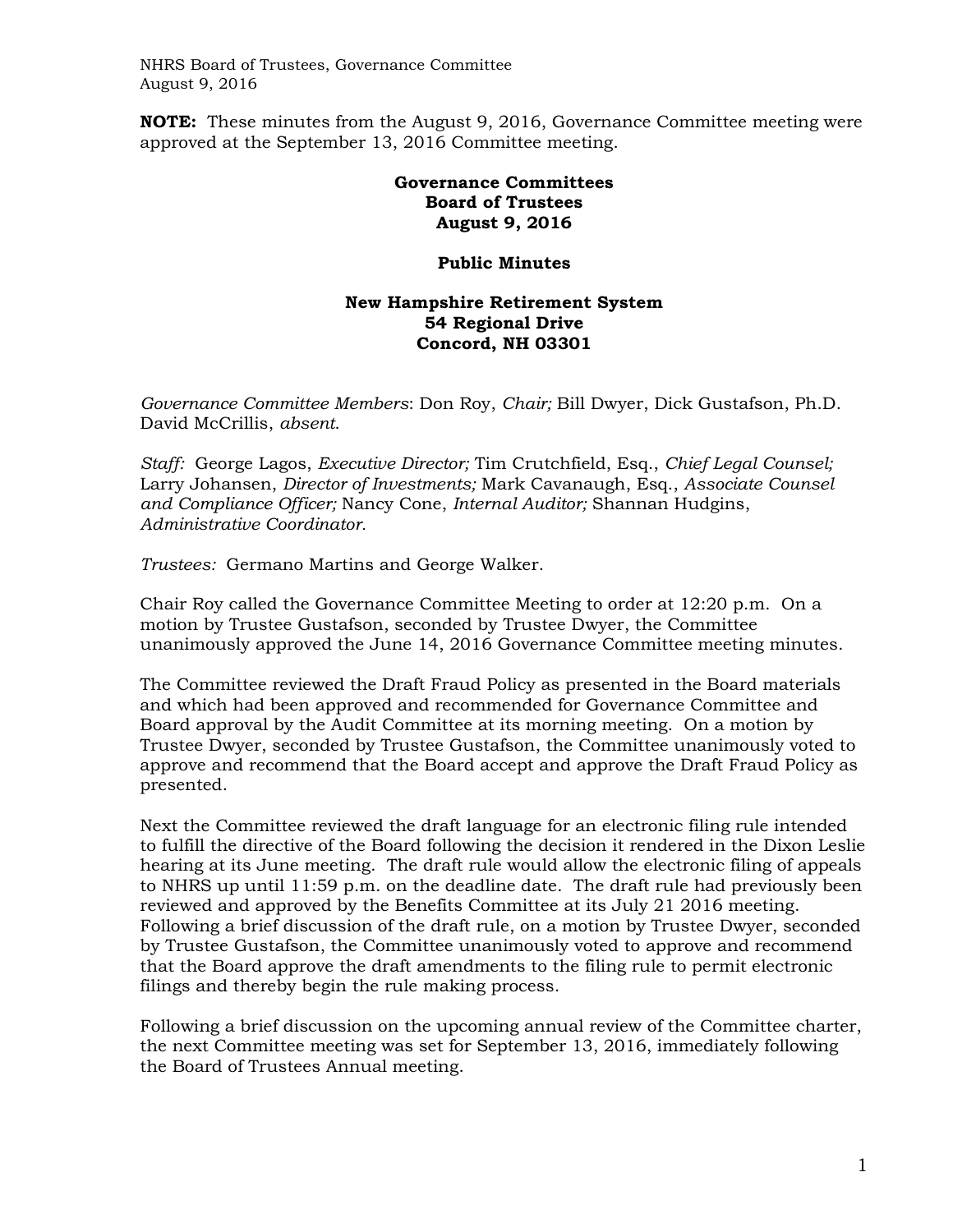**NOTE:** These minutes from the August 9, 2016, Governance Committee meeting were approved at the September 13, 2016 Committee meeting.

**Governance Committees**
**Board of Trustees**
**August 9, 2016**

**Public Minutes**

**New Hampshire Retirement System**
**54 Regional Drive**
**Concord, NH 03301**

*Governance Committee Members*: Don Roy, *Chair;* Bill Dwyer, Dick Gustafson, Ph.D. David McCrillis, *absent*.

*Staff:* George Lagos, *Executive Director;* Tim Crutchfield, Esq., *Chief Legal Counsel;* Larry Johansen, *Director of Investments;* Mark Cavanaugh, Esq., *Associate Counsel and Compliance Officer;* Nancy Cone, *Internal Auditor;* Shannan Hudgins, *Administrative Coordinator.*

*Trustees:* Germano Martins and George Walker.

Chair Roy called the Governance Committee Meeting to order at 12:20 p.m. On a motion by Trustee Gustafson, seconded by Trustee Dwyer, the Committee unanimously approved the June 14, 2016 Governance Committee meeting minutes.

The Committee reviewed the Draft Fraud Policy as presented in the Board materials and which had been approved and recommended for Governance Committee and Board approval by the Audit Committee at its morning meeting. On a motion by Trustee Dwyer, seconded by Trustee Gustafson, the Committee unanimously voted to approve and recommend that the Board accept and approve the Draft Fraud Policy as presented.

Next the Committee reviewed the draft language for an electronic filing rule intended to fulfill the directive of the Board following the decision it rendered in the Dixon Leslie hearing at its June meeting. The draft rule would allow the electronic filing of appeals to NHRS up until 11:59 p.m. on the deadline date. The draft rule had previously been reviewed and approved by the Benefits Committee at its July 21 2016 meeting. Following a brief discussion of the draft rule, on a motion by Trustee Dwyer, seconded by Trustee Gustafson, the Committee unanimously voted to approve and recommend that the Board approve the draft amendments to the filing rule to permit electronic filings and thereby begin the rule making process.

Following a brief discussion on the upcoming annual review of the Committee charter, the next Committee meeting was set for September 13, 2016, immediately following the Board of Trustees Annual meeting.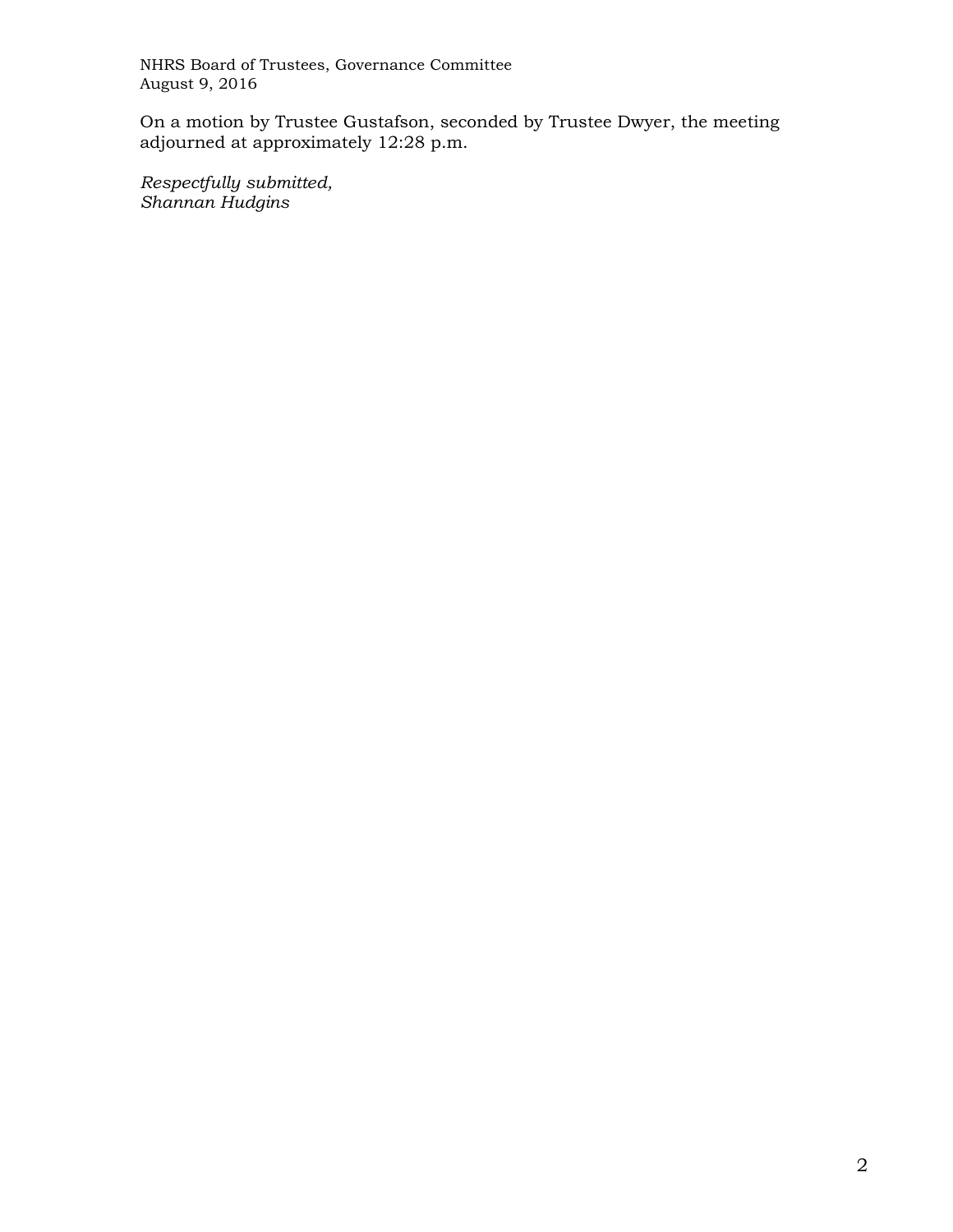On a motion by Trustee Gustafson, seconded by Trustee Dwyer, the meeting adjourned at approximately 12:28 p.m.

*Respectfully submitted,*
*Shannan Hudgins*